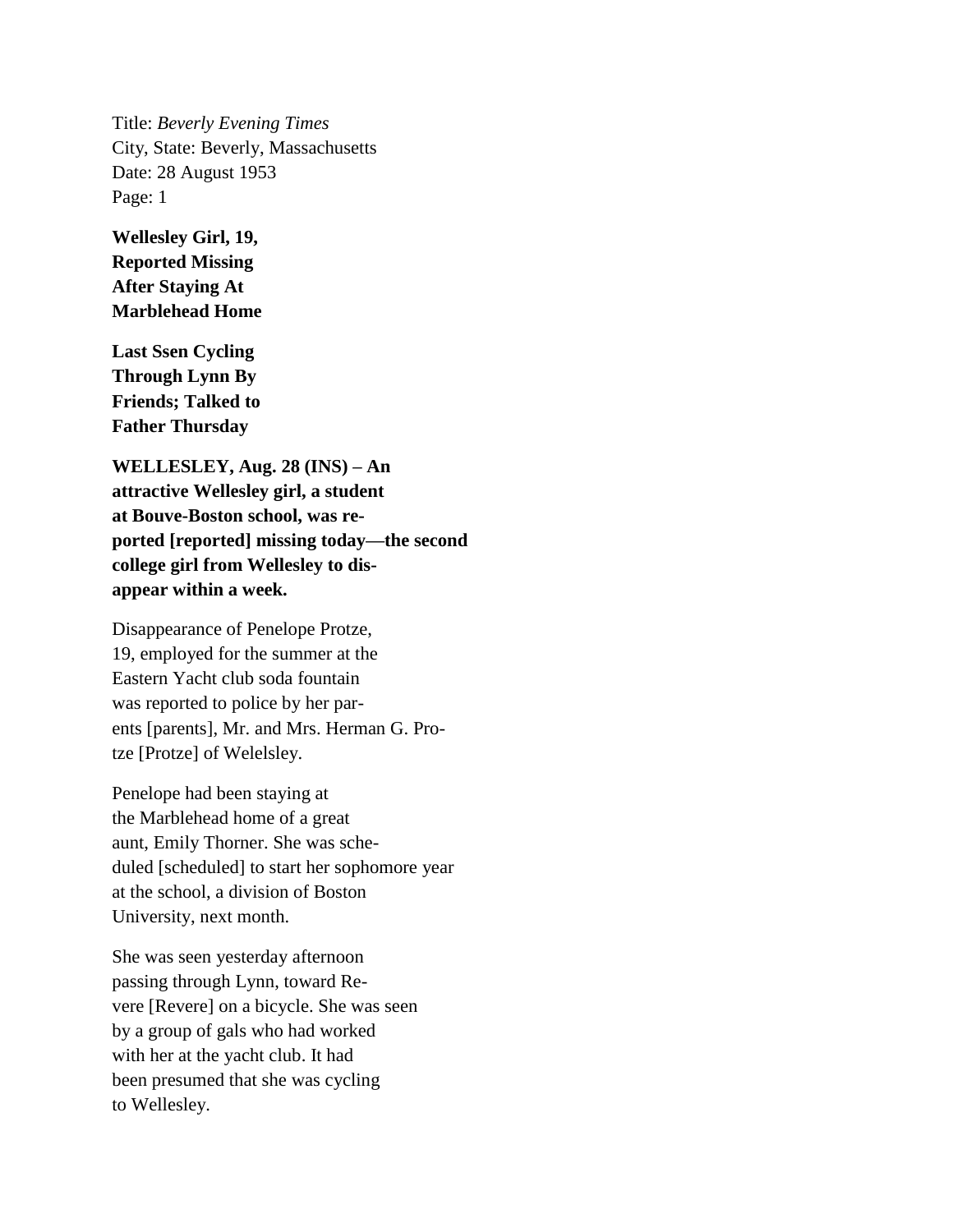Title: *Beverly Evening Times*
City, State: Beverly, Massachusetts
Date: 28 August 1953
Page: 1

**Wellesley Girl, 19, Reported Missing After Staying At Marblehead Home**

**Last Ssen Cycling Through Lynn By Friends; Talked to Father Thursday**

**WELLESLEY, Aug. 28 (INS) – An attractive Wellesley girl, a student at Bouve-Boston school, was re-ported [reported] missing today—the second college girl from Wellesley to dis-appear within a week.**

Disappearance of Penelope Protze, 19, employed for the summer at the Eastern Yacht club soda fountain was reported to police by her par-ents [parents], Mr. and Mrs. Herman G. Pro-tze [Protze] of Welelsley.

Penelope had been staying at the Marblehead home of a great aunt, Emily Thorner. She was sche-duled [scheduled] to start her sophomore year at the school, a division of Boston University, next month.

She was seen yesterday afternoon passing through Lynn, toward Re-vere [Revere] on a bicycle. She was seen by a group of gals who had worked with her at the yacht club. It had been presumed that she was cycling to Wellesley.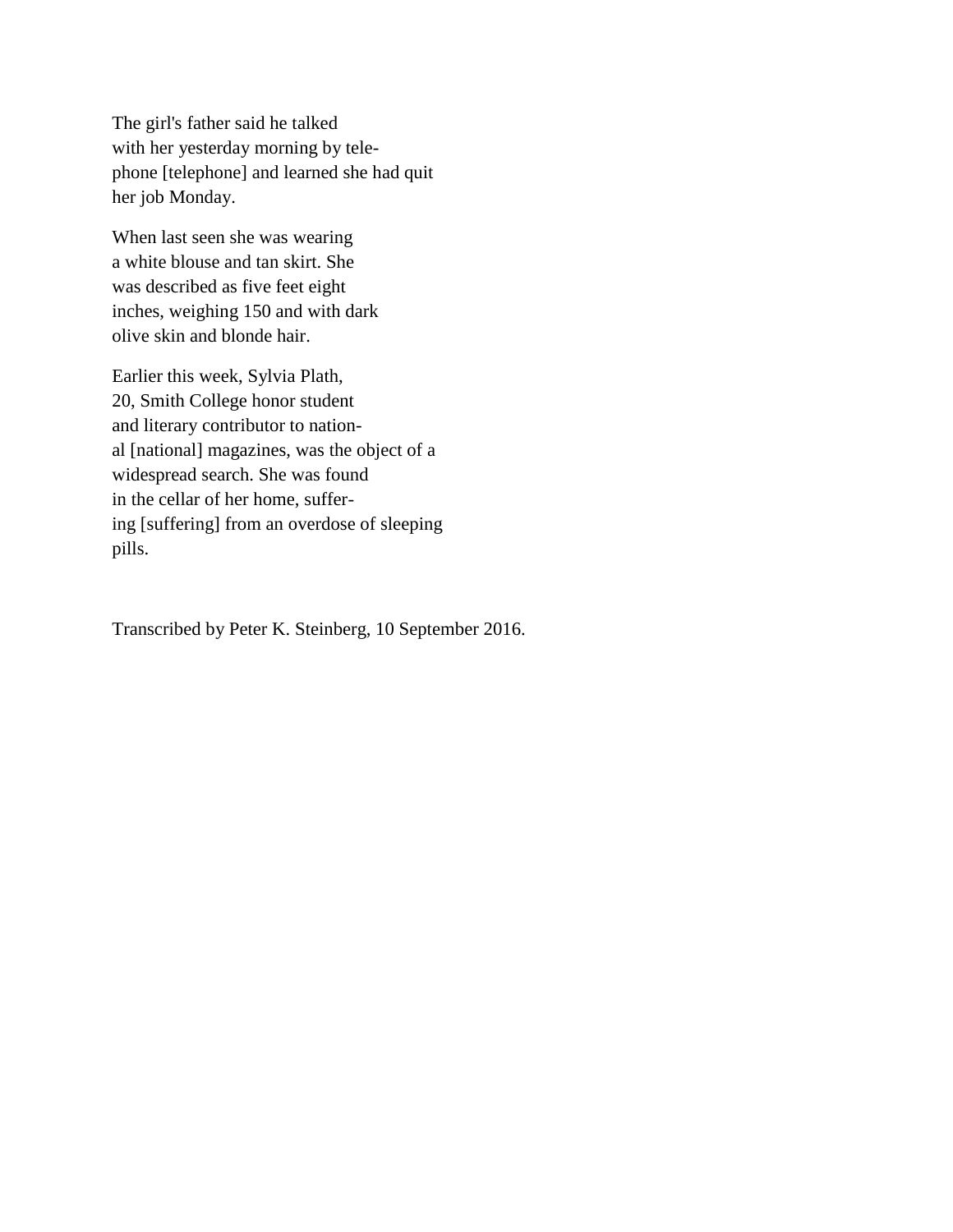The girl's father said he talked
with her yesterday morning by tele-
phone [telephone] and learned she had quit
her job Monday.

When last seen she was wearing
a white blouse and tan skirt. She
was described as five feet eight
inches, weighing 150 and with dark
olive skin and blonde hair.

Earlier this week, Sylvia Plath,
20, Smith College honor student
and literary contributor to nation-
al [national] magazines, was the object of a
widespread search. She was found
in the cellar of her home, suffer-
ing [suffering] from an overdose of sleeping
pills.

Transcribed by Peter K. Steinberg, 10 September 2016.